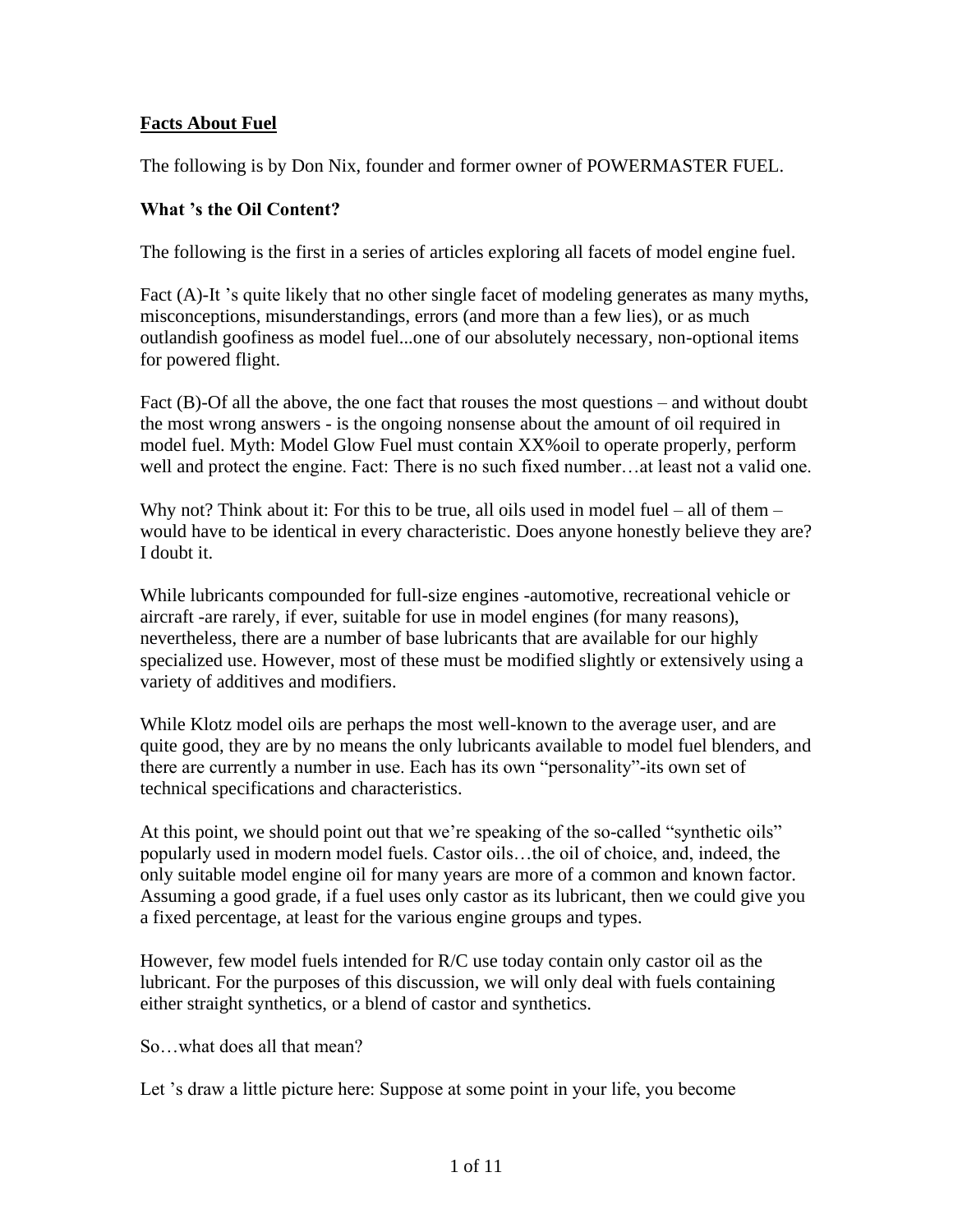# Facts About Fuel

The following is by Don Nix, founder and former owner of POWERMASTER FUEL.

## What 's the Oil Content?

The following is the first in a series of articles exploring all facets of model engine fuel.

Fact (A)-It 's quite likely that no other single facet of modeling generates as many myths, misconceptions, misunderstandings, errors (and more than a few lies), or as much outlandish goofiness as model fuel...one of our absolutely necessary, non-optional items for powered flight.

Fact (B)-Of all the above, the one fact that rouses the most questions – and without doubt the most wrong answers - is the ongoing nonsense about the amount of oil required in model fuel. Myth: Model Glow Fuel must contain XX%oil to operate properly, perform well and protect the engine. Fact: There is no such fixed number…at least not a valid one.

Why not? Think about it: For this to be true, all oils used in model fuel – all of them – would have to be identical in every characteristic. Does anyone honestly believe they are? I doubt it.

While lubricants compounded for full-size engines -automotive, recreational vehicle or aircraft -are rarely, if ever, suitable for use in model engines (for many reasons), nevertheless, there are a number of base lubricants that are available for our highly specialized use. However, most of these must be modified slightly or extensively using a variety of additives and modifiers.

While Klotz model oils are perhaps the most well-known to the average user, and are quite good, they are by no means the only lubricants available to model fuel blenders, and there are currently a number in use. Each has its own "personality"-its own set of technical specifications and characteristics.

At this point, we should point out that we're speaking of the so-called "synthetic oils" popularly used in modern model fuels. Castor oils…the oil of choice, and, indeed, the only suitable model engine oil for many years are more of a common and known factor. Assuming a good grade, if a fuel uses only castor as its lubricant, then we could give you a fixed percentage, at least for the various engine groups and types.

However, few model fuels intended for R/C use today contain only castor oil as the lubricant. For the purposes of this discussion, we will only deal with fuels containing either straight synthetics, or a blend of castor and synthetics.

So…what does all that mean?

Let 's draw a little picture here: Suppose at some point in your life, you become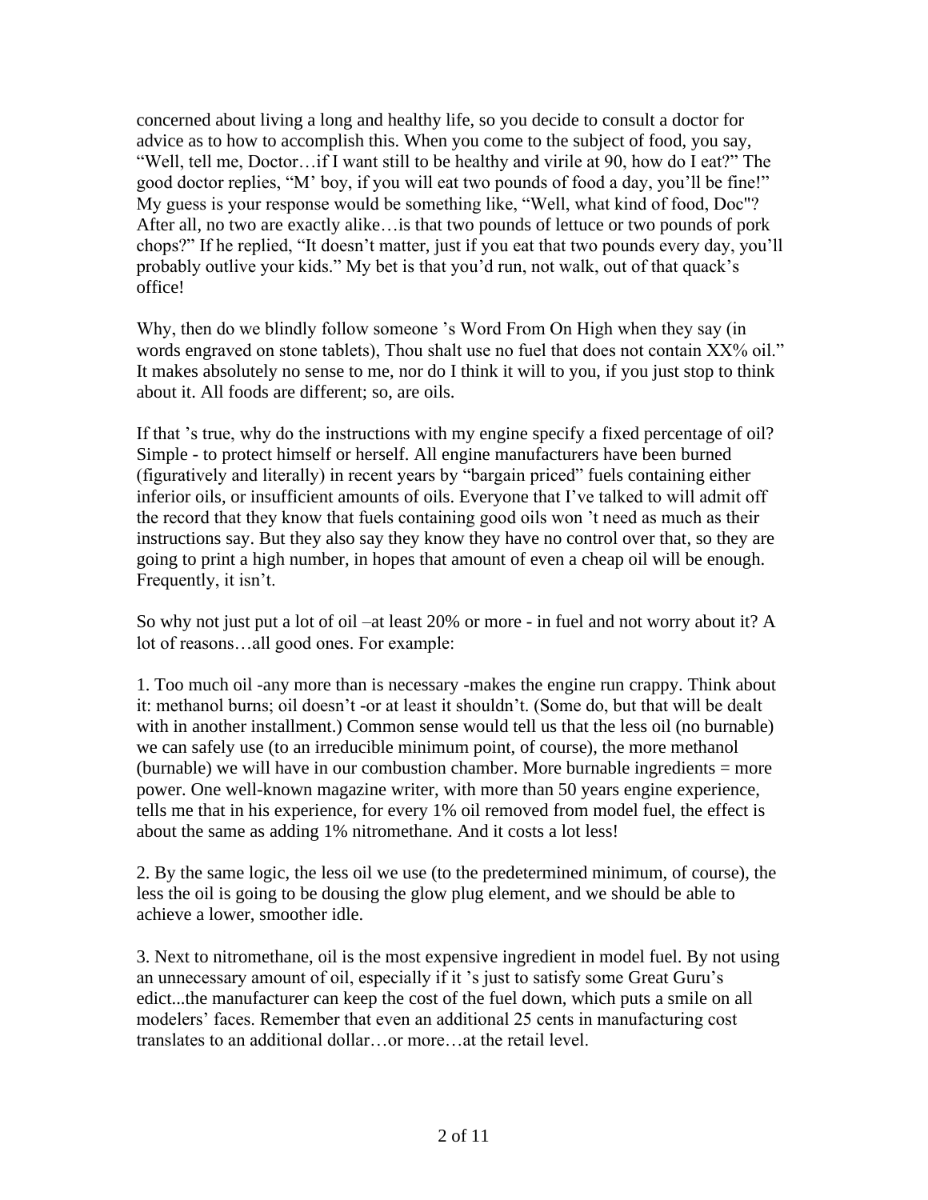concerned about living a long and healthy life, so you decide to consult a doctor for advice as to how to accomplish this. When you come to the subject of food, you say, "Well, tell me, Doctor…if I want still to be healthy and virile at 90, how do I eat?" The good doctor replies, "M' boy, if you will eat two pounds of food a day, you'll be fine!" My guess is your response would be something like, "Well, what kind of food, Doc"? After all, no two are exactly alike…is that two pounds of lettuce or two pounds of pork chops?" If he replied, "It doesn't matter, just if you eat that two pounds every day, you'll probably outlive your kids." My bet is that you'd run, not walk, out of that quack's office!

Why, then do we blindly follow someone 's Word From On High when they say (in words engraved on stone tablets), Thou shalt use no fuel that does not contain XX% oil." It makes absolutely no sense to me, nor do I think it will to you, if you just stop to think about it. All foods are different; so, are oils.

If that 's true, why do the instructions with my engine specify a fixed percentage of oil? Simple - to protect himself or herself. All engine manufacturers have been burned (figuratively and literally) in recent years by "bargain priced" fuels containing either inferior oils, or insufficient amounts of oils. Everyone that I've talked to will admit off the record that they know that fuels containing good oils won 't need as much as their instructions say. But they also say they know they have no control over that, so they are going to print a high number, in hopes that amount of even a cheap oil will be enough. Frequently, it isn't.

So why not just put a lot of oil –at least 20% or more - in fuel and not worry about it? A lot of reasons…all good ones. For example:

1. Too much oil -any more than is necessary -makes the engine run crappy. Think about it: methanol burns; oil doesn't -or at least it shouldn't. (Some do, but that will be dealt with in another installment.) Common sense would tell us that the less oil (no burnable) we can safely use (to an irreducible minimum point, of course), the more methanol (burnable) we will have in our combustion chamber. More burnable ingredients = more power. One well-known magazine writer, with more than 50 years engine experience, tells me that in his experience, for every 1% oil removed from model fuel, the effect is about the same as adding 1% nitromethane. And it costs a lot less!

2. By the same logic, the less oil we use (to the predetermined minimum, of course), the less the oil is going to be dousing the glow plug element, and we should be able to achieve a lower, smoother idle.

3. Next to nitromethane, oil is the most expensive ingredient in model fuel. By not using an unnecessary amount of oil, especially if it 's just to satisfy some Great Guru's edict...the manufacturer can keep the cost of the fuel down, which puts a smile on all modelers' faces. Remember that even an additional 25 cents in manufacturing cost translates to an additional dollar…or more…at the retail level.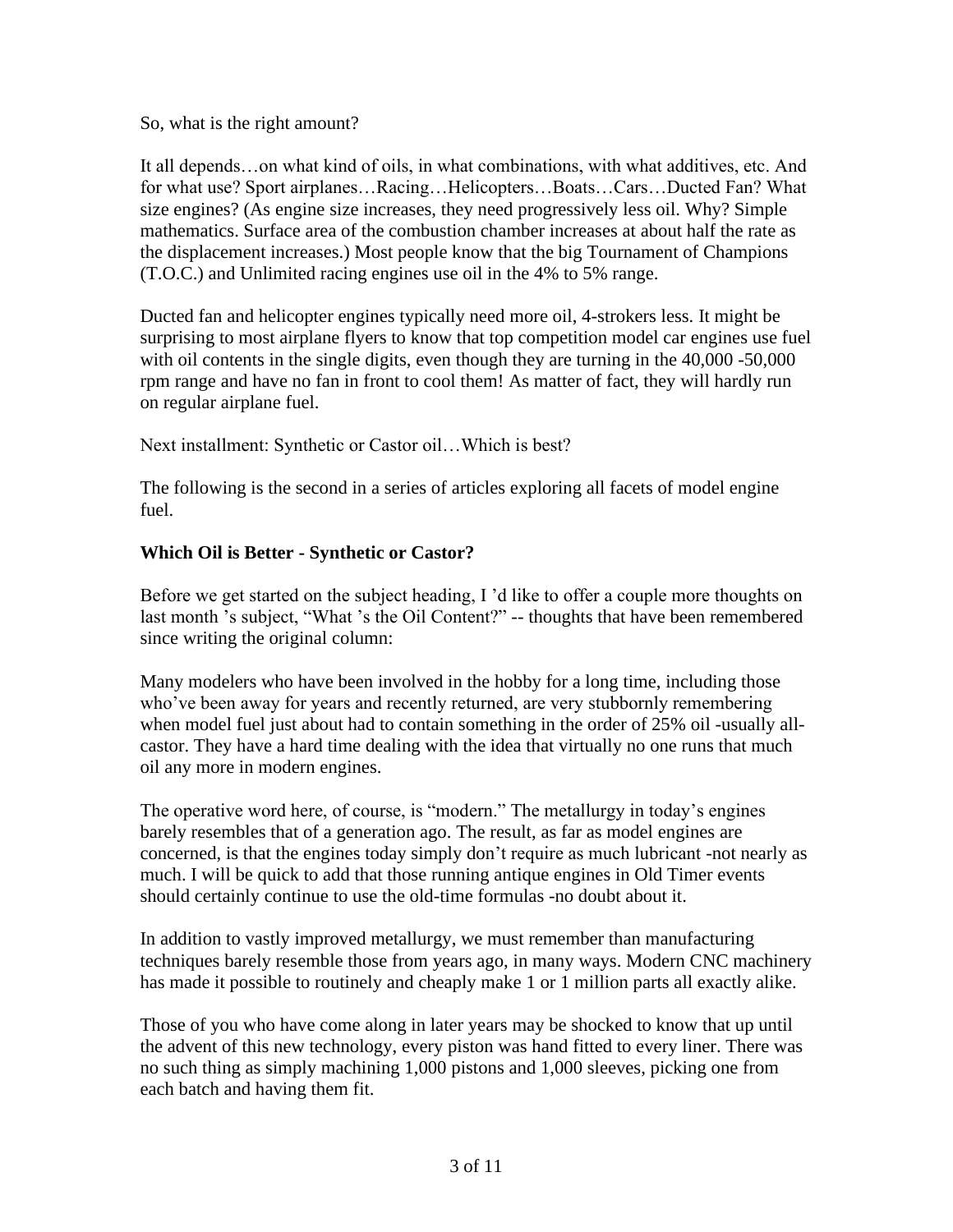So, what is the right amount?

It all depends…on what kind of oils, in what combinations, with what additives, etc. And for what use? Sport airplanes…Racing…Helicopters…Boats…Cars…Ducted Fan? What size engines? (As engine size increases, they need progressively less oil. Why? Simple mathematics. Surface area of the combustion chamber increases at about half the rate as the displacement increases.) Most people know that the big Tournament of Champions (T.O.C.) and Unlimited racing engines use oil in the 4% to 5% range.

Ducted fan and helicopter engines typically need more oil, 4-strokers less. It might be surprising to most airplane flyers to know that top competition model car engines use fuel with oil contents in the single digits, even though they are turning in the 40,000 -50,000 rpm range and have no fan in front to cool them! As matter of fact, they will hardly run on regular airplane fuel.

Next installment: Synthetic or Castor oil…Which is best?

The following is the second in a series of articles exploring all facets of model engine fuel.

**Which Oil is Better - Synthetic or Castor?**

Before we get started on the subject heading, I ’d like to offer a couple more thoughts on last month ’s subject, “What ’s the Oil Content?” -- thoughts that have been remembered since writing the original column:

Many modelers who have been involved in the hobby for a long time, including those who’ve been away for years and recently returned, are very stubbornly remembering when model fuel just about had to contain something in the order of 25% oil -usually all-castor. They have a hard time dealing with the idea that virtually no one runs that much oil any more in modern engines.

The operative word here, of course, is “modern.” The metallurgy in today’s engines barely resembles that of a generation ago. The result, as far as model engines are concerned, is that the engines today simply don’t require as much lubricant -not nearly as much. I will be quick to add that those running antique engines in Old Timer events should certainly continue to use the old-time formulas -no doubt about it.

In addition to vastly improved metallurgy, we must remember than manufacturing techniques barely resemble those from years ago, in many ways. Modern CNC machinery has made it possible to routinely and cheaply make 1 or 1 million parts all exactly alike.

Those of you who have come along in later years may be shocked to know that up until the advent of this new technology, every piston was hand fitted to every liner. There was no such thing as simply machining 1,000 pistons and 1,000 sleeves, picking one from each batch and having them fit.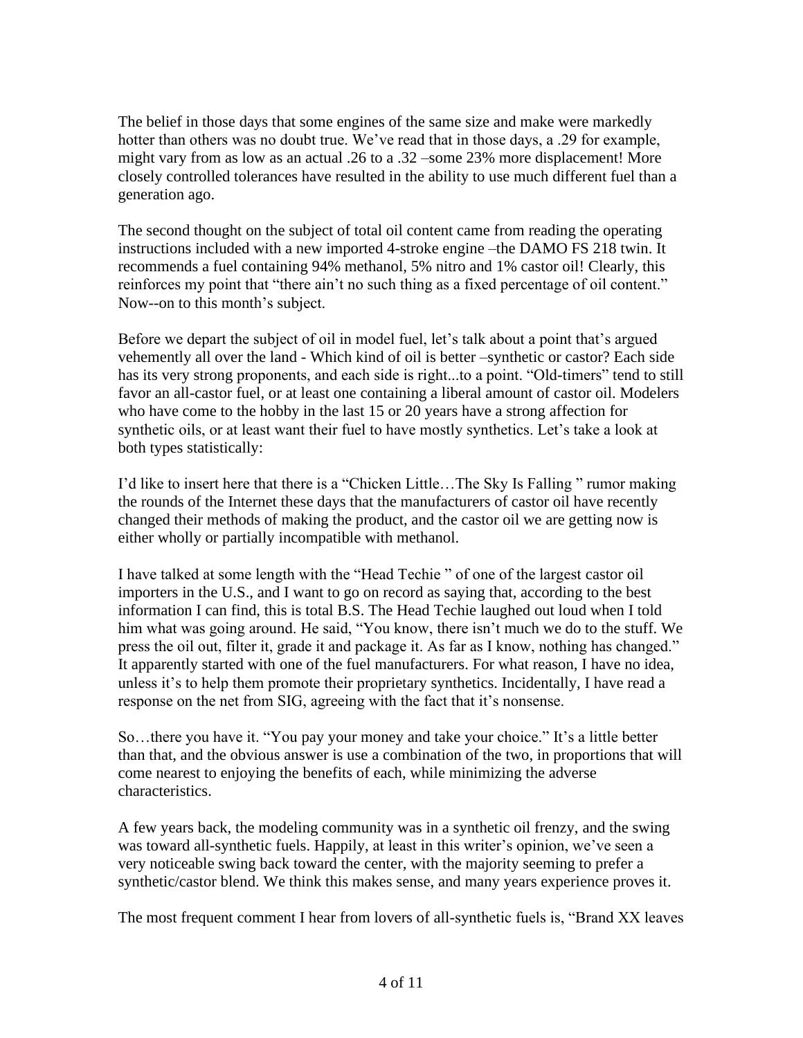The belief in those days that some engines of the same size and make were markedly hotter than others was no doubt true. We've read that in those days, a .29 for example, might vary from as low as an actual .26 to a .32 –some 23% more displacement! More closely controlled tolerances have resulted in the ability to use much different fuel than a generation ago.

The second thought on the subject of total oil content came from reading the operating instructions included with a new imported 4-stroke engine –the DAMO FS 218 twin. It recommends a fuel containing 94% methanol, 5% nitro and 1% castor oil! Clearly, this reinforces my point that "there ain't no such thing as a fixed percentage of oil content." Now--on to this month's subject.

Before we depart the subject of oil in model fuel, let's talk about a point that's argued vehemently all over the land - Which kind of oil is better –synthetic or castor? Each side has its very strong proponents, and each side is right...to a point. "Old-timers" tend to still favor an all-castor fuel, or at least one containing a liberal amount of castor oil. Modelers who have come to the hobby in the last 15 or 20 years have a strong affection for synthetic oils, or at least want their fuel to have mostly synthetics. Let's take a look at both types statistically:

I'd like to insert here that there is a "Chicken Little…The Sky Is Falling " rumor making the rounds of the Internet these days that the manufacturers of castor oil have recently changed their methods of making the product, and the castor oil we are getting now is either wholly or partially incompatible with methanol.

I have talked at some length with the "Head Techie " of one of the largest castor oil importers in the U.S., and I want to go on record as saying that, according to the best information I can find, this is total B.S. The Head Techie laughed out loud when I told him what was going around. He said, "You know, there isn't much we do to the stuff. We press the oil out, filter it, grade it and package it. As far as I know, nothing has changed." It apparently started with one of the fuel manufacturers. For what reason, I have no idea, unless it's to help them promote their proprietary synthetics. Incidentally, I have read a response on the net from SIG, agreeing with the fact that it's nonsense.

So…there you have it. "You pay your money and take your choice." It's a little better than that, and the obvious answer is use a combination of the two, in proportions that will come nearest to enjoying the benefits of each, while minimizing the adverse characteristics.

A few years back, the modeling community was in a synthetic oil frenzy, and the swing was toward all-synthetic fuels. Happily, at least in this writer's opinion, we've seen a very noticeable swing back toward the center, with the majority seeming to prefer a synthetic/castor blend. We think this makes sense, and many years experience proves it.

The most frequent comment I hear from lovers of all-synthetic fuels is, "Brand XX leaves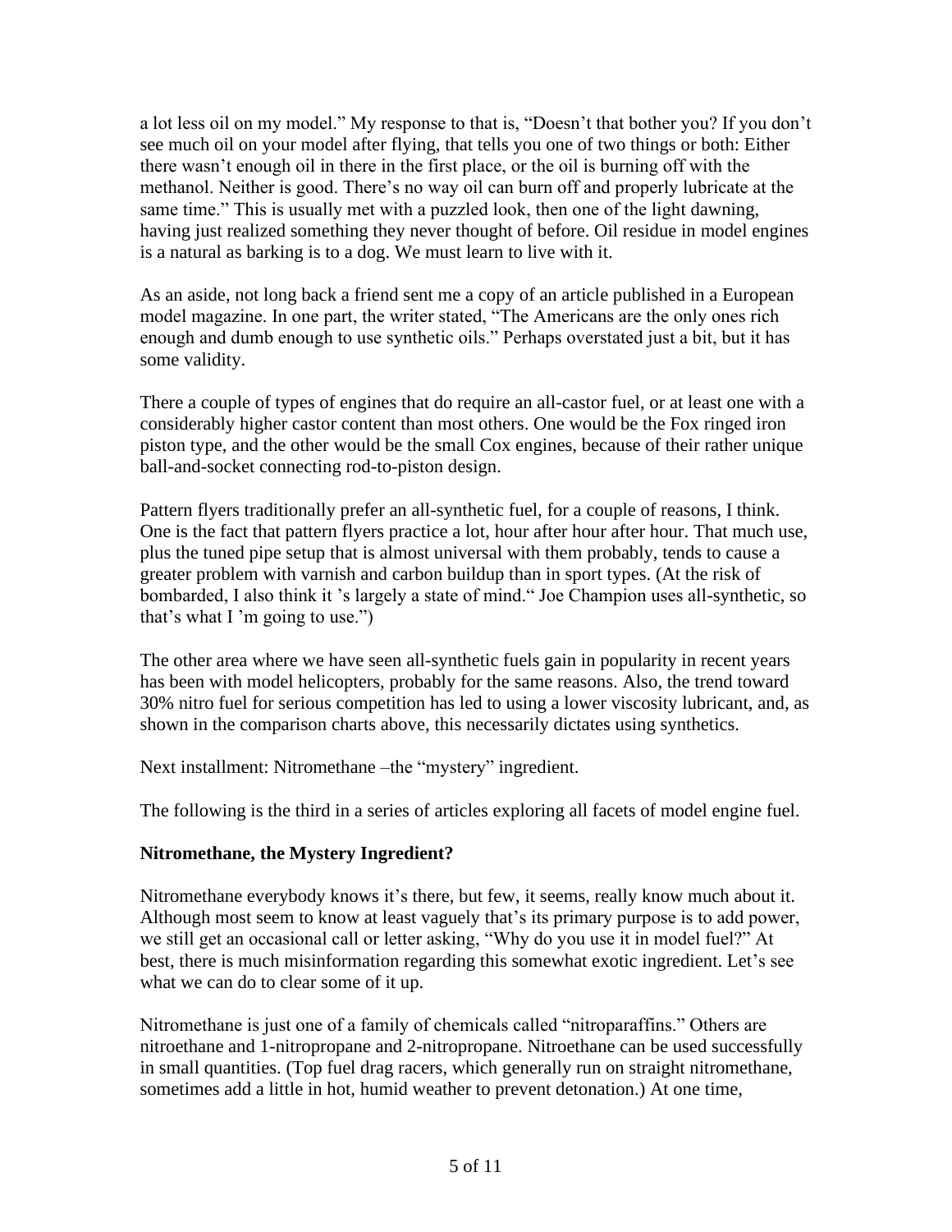a lot less oil on my model." My response to that is, "Doesn't that bother you? If you don't see much oil on your model after flying, that tells you one of two things or both: Either there wasn't enough oil in there in the first place, or the oil is burning off with the methanol. Neither is good. There's no way oil can burn off and properly lubricate at the same time." This is usually met with a puzzled look, then one of the light dawning, having just realized something they never thought of before. Oil residue in model engines is a natural as barking is to a dog. We must learn to live with it.

As an aside, not long back a friend sent me a copy of an article published in a European model magazine. In one part, the writer stated, "The Americans are the only ones rich enough and dumb enough to use synthetic oils." Perhaps overstated just a bit, but it has some validity.

There a couple of types of engines that do require an all-castor fuel, or at least one with a considerably higher castor content than most others. One would be the Fox ringed iron piston type, and the other would be the small Cox engines, because of their rather unique ball-and-socket connecting rod-to-piston design.

Pattern flyers traditionally prefer an all-synthetic fuel, for a couple of reasons, I think. One is the fact that pattern flyers practice a lot, hour after hour after hour. That much use, plus the tuned pipe setup that is almost universal with them probably, tends to cause a greater problem with varnish and carbon buildup than in sport types. (At the risk of bombarded, I also think it 's largely a state of mind." Joe Champion uses all-synthetic, so that's what I 'm going to use.")

The other area where we have seen all-synthetic fuels gain in popularity in recent years has been with model helicopters, probably for the same reasons. Also, the trend toward 30% nitro fuel for serious competition has led to using a lower viscosity lubricant, and, as shown in the comparison charts above, this necessarily dictates using synthetics.

Next installment: Nitromethane –the "mystery" ingredient.

The following is the third in a series of articles exploring all facets of model engine fuel.

**Nitromethane, the Mystery Ingredient?**

Nitromethane everybody knows it's there, but few, it seems, really know much about it. Although most seem to know at least vaguely that's its primary purpose is to add power, we still get an occasional call or letter asking, "Why do you use it in model fuel?" At best, there is much misinformation regarding this somewhat exotic ingredient. Let's see what we can do to clear some of it up.

Nitromethane is just one of a family of chemicals called "nitroparaffins." Others are nitroethane and 1-nitropropane and 2-nitropropane. Nitroethane can be used successfully in small quantities. (Top fuel drag racers, which generally run on straight nitromethane, sometimes add a little in hot, humid weather to prevent detonation.) At one time,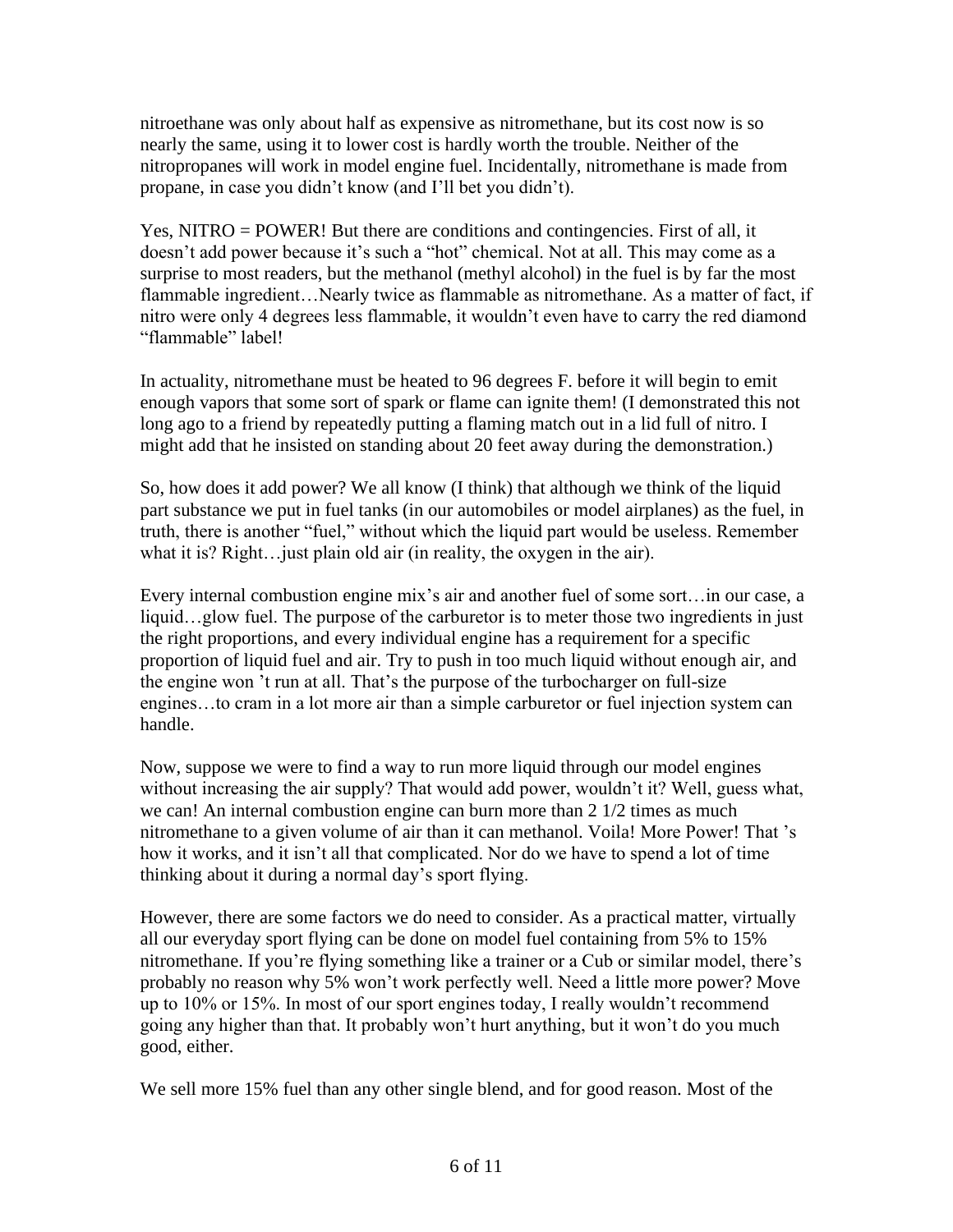nitroethane was only about half as expensive as nitromethane, but its cost now is so nearly the same, using it to lower cost is hardly worth the trouble. Neither of the nitropropanes will work in model engine fuel. Incidentally, nitromethane is made from propane, in case you didn't know (and I'll bet you didn't).

Yes, NITRO = POWER! But there are conditions and contingencies. First of all, it doesn't add power because it's such a "hot" chemical. Not at all. This may come as a surprise to most readers, but the methanol (methyl alcohol) in the fuel is by far the most flammable ingredient…Nearly twice as flammable as nitromethane. As a matter of fact, if nitro were only 4 degrees less flammable, it wouldn't even have to carry the red diamond "flammable" label!

In actuality, nitromethane must be heated to 96 degrees F. before it will begin to emit enough vapors that some sort of spark or flame can ignite them! (I demonstrated this not long ago to a friend by repeatedly putting a flaming match out in a lid full of nitro. I might add that he insisted on standing about 20 feet away during the demonstration.)

So, how does it add power? We all know (I think) that although we think of the liquid part substance we put in fuel tanks (in our automobiles or model airplanes) as the fuel, in truth, there is another "fuel," without which the liquid part would be useless. Remember what it is? Right…just plain old air (in reality, the oxygen in the air).

Every internal combustion engine mix's air and another fuel of some sort…in our case, a liquid…glow fuel. The purpose of the carburetor is to meter those two ingredients in just the right proportions, and every individual engine has a requirement for a specific proportion of liquid fuel and air. Try to push in too much liquid without enough air, and the engine won 't run at all. That's the purpose of the turbocharger on full-size engines…to cram in a lot more air than a simple carburetor or fuel injection system can handle.

Now, suppose we were to find a way to run more liquid through our model engines without increasing the air supply? That would add power, wouldn't it? Well, guess what, we can! An internal combustion engine can burn more than 2 1/2 times as much nitromethane to a given volume of air than it can methanol. Voila! More Power! That 's how it works, and it isn't all that complicated. Nor do we have to spend a lot of time thinking about it during a normal day's sport flying.

However, there are some factors we do need to consider. As a practical matter, virtually all our everyday sport flying can be done on model fuel containing from 5% to 15% nitromethane. If you're flying something like a trainer or a Cub or similar model, there's probably no reason why 5% won't work perfectly well. Need a little more power? Move up to 10% or 15%. In most of our sport engines today, I really wouldn't recommend going any higher than that. It probably won't hurt anything, but it won't do you much good, either.

We sell more 15% fuel than any other single blend, and for good reason. Most of the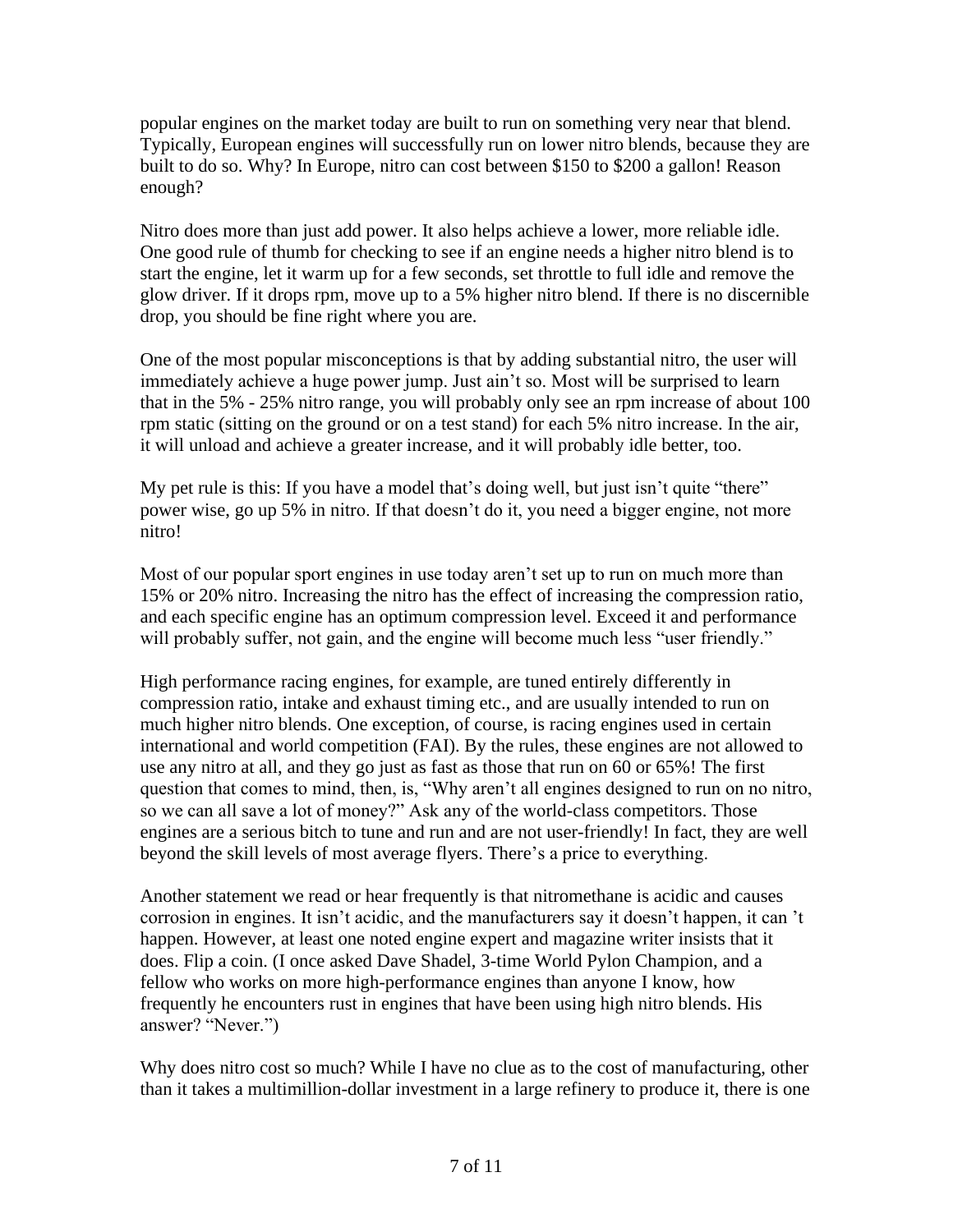popular engines on the market today are built to run on something very near that blend. Typically, European engines will successfully run on lower nitro blends, because they are built to do so. Why? In Europe, nitro can cost between $150 to $200 a gallon! Reason enough?

Nitro does more than just add power. It also helps achieve a lower, more reliable idle. One good rule of thumb for checking to see if an engine needs a higher nitro blend is to start the engine, let it warm up for a few seconds, set throttle to full idle and remove the glow driver. If it drops rpm, move up to a 5% higher nitro blend. If there is no discernible drop, you should be fine right where you are.

One of the most popular misconceptions is that by adding substantial nitro, the user will immediately achieve a huge power jump. Just ain't so. Most will be surprised to learn that in the 5% - 25% nitro range, you will probably only see an rpm increase of about 100 rpm static (sitting on the ground or on a test stand) for each 5% nitro increase. In the air, it will unload and achieve a greater increase, and it will probably idle better, too.

My pet rule is this: If you have a model that's doing well, but just isn't quite "there" power wise, go up 5% in nitro. If that doesn't do it, you need a bigger engine, not more nitro!

Most of our popular sport engines in use today aren't set up to run on much more than 15% or 20% nitro. Increasing the nitro has the effect of increasing the compression ratio, and each specific engine has an optimum compression level. Exceed it and performance will probably suffer, not gain, and the engine will become much less "user friendly."

High performance racing engines, for example, are tuned entirely differently in compression ratio, intake and exhaust timing etc., and are usually intended to run on much higher nitro blends. One exception, of course, is racing engines used in certain international and world competition (FAI). By the rules, these engines are not allowed to use any nitro at all, and they go just as fast as those that run on 60 or 65%! The first question that comes to mind, then, is, "Why aren't all engines designed to run on no nitro, so we can all save a lot of money?" Ask any of the world-class competitors. Those engines are a serious bitch to tune and run and are not user-friendly! In fact, they are well beyond the skill levels of most average flyers. There's a price to everything.

Another statement we read or hear frequently is that nitromethane is acidic and causes corrosion in engines. It isn't acidic, and the manufacturers say it doesn't happen, it can 't happen. However, at least one noted engine expert and magazine writer insists that it does. Flip a coin. (I once asked Dave Shadel, 3-time World Pylon Champion, and a fellow who works on more high-performance engines than anyone I know, how frequently he encounters rust in engines that have been using high nitro blends. His answer? "Never.")

Why does nitro cost so much? While I have no clue as to the cost of manufacturing, other than it takes a multimillion-dollar investment in a large refinery to produce it, there is one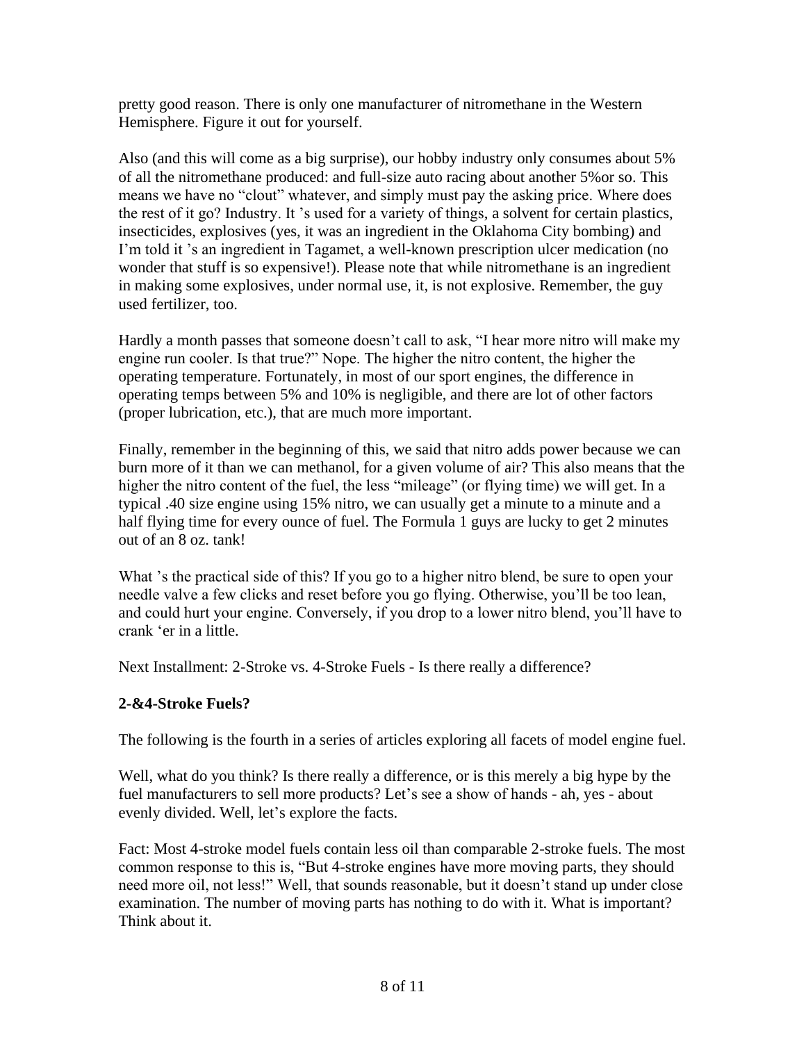pretty good reason. There is only one manufacturer of nitromethane in the Western Hemisphere. Figure it out for yourself.

Also (and this will come as a big surprise), our hobby industry only consumes about 5% of all the nitromethane produced: and full-size auto racing about another 5%or so. This means we have no "clout" whatever, and simply must pay the asking price. Where does the rest of it go? Industry. It 's used for a variety of things, a solvent for certain plastics, insecticides, explosives (yes, it was an ingredient in the Oklahoma City bombing) and I'm told it 's an ingredient in Tagamet, a well-known prescription ulcer medication (no wonder that stuff is so expensive!). Please note that while nitromethane is an ingredient in making some explosives, under normal use, it, is not explosive. Remember, the guy used fertilizer, too.

Hardly a month passes that someone doesn't call to ask, "I hear more nitro will make my engine run cooler. Is that true?" Nope. The higher the nitro content, the higher the operating temperature. Fortunately, in most of our sport engines, the difference in operating temps between 5% and 10% is negligible, and there are lot of other factors (proper lubrication, etc.), that are much more important.

Finally, remember in the beginning of this, we said that nitro adds power because we can burn more of it than we can methanol, for a given volume of air? This also means that the higher the nitro content of the fuel, the less "mileage" (or flying time) we will get. In a typical .40 size engine using 15% nitro, we can usually get a minute to a minute and a half flying time for every ounce of fuel. The Formula 1 guys are lucky to get 2 minutes out of an 8 oz. tank!

What 's the practical side of this? If you go to a higher nitro blend, be sure to open your needle valve a few clicks and reset before you go flying. Otherwise, you'll be too lean, and could hurt your engine. Conversely, if you drop to a lower nitro blend, you'll have to crank 'er in a little.

Next Installment: 2-Stroke vs. 4-Stroke Fuels - Is there really a difference?

**2-&4-Stroke Fuels?**

The following is the fourth in a series of articles exploring all facets of model engine fuel.

Well, what do you think? Is there really a difference, or is this merely a big hype by the fuel manufacturers to sell more products? Let's see a show of hands - ah, yes - about evenly divided. Well, let's explore the facts.

Fact: Most 4-stroke model fuels contain less oil than comparable 2-stroke fuels. The most common response to this is, "But 4-stroke engines have more moving parts, they should need more oil, not less!" Well, that sounds reasonable, but it doesn't stand up under close examination. The number of moving parts has nothing to do with it. What is important? Think about it.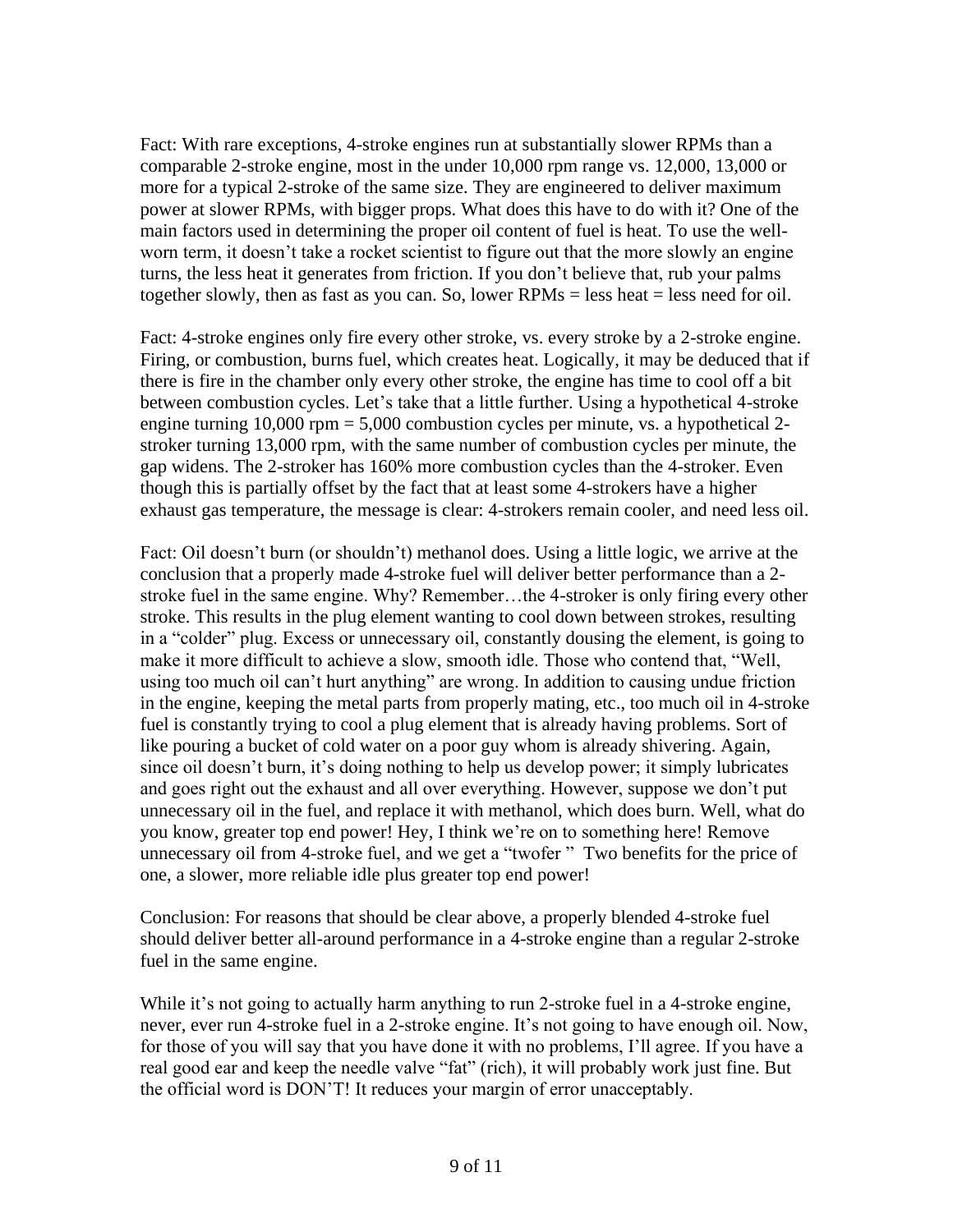Fact: With rare exceptions, 4-stroke engines run at substantially slower RPMs than a comparable 2-stroke engine, most in the under 10,000 rpm range vs. 12,000, 13,000 or more for a typical 2-stroke of the same size. They are engineered to deliver maximum power at slower RPMs, with bigger props. What does this have to do with it? One of the main factors used in determining the proper oil content of fuel is heat. To use the well-worn term, it doesn't take a rocket scientist to figure out that the more slowly an engine turns, the less heat it generates from friction. If you don't believe that, rub your palms together slowly, then as fast as you can. So, lower RPMs = less heat = less need for oil.

Fact: 4-stroke engines only fire every other stroke, vs. every stroke by a 2-stroke engine. Firing, or combustion, burns fuel, which creates heat. Logically, it may be deduced that if there is fire in the chamber only every other stroke, the engine has time to cool off a bit between combustion cycles. Let's take that a little further. Using a hypothetical 4-stroke engine turning 10,000 rpm = 5,000 combustion cycles per minute, vs. a hypothetical 2-stroker turning 13,000 rpm, with the same number of combustion cycles per minute, the gap widens. The 2-stroker has 160% more combustion cycles than the 4-stroker. Even though this is partially offset by the fact that at least some 4-strokers have a higher exhaust gas temperature, the message is clear: 4-strokers remain cooler, and need less oil.

Fact: Oil doesn't burn (or shouldn't) methanol does. Using a little logic, we arrive at the conclusion that a properly made 4-stroke fuel will deliver better performance than a 2-stroke fuel in the same engine. Why? Remember…the 4-stroker is only firing every other stroke. This results in the plug element wanting to cool down between strokes, resulting in a "colder" plug. Excess or unnecessary oil, constantly dousing the element, is going to make it more difficult to achieve a slow, smooth idle. Those who contend that, "Well, using too much oil can't hurt anything" are wrong. In addition to causing undue friction in the engine, keeping the metal parts from properly mating, etc., too much oil in 4-stroke fuel is constantly trying to cool a plug element that is already having problems. Sort of like pouring a bucket of cold water on a poor guy whom is already shivering. Again, since oil doesn't burn, it's doing nothing to help us develop power; it simply lubricates and goes right out the exhaust and all over everything. However, suppose we don't put unnecessary oil in the fuel, and replace it with methanol, which does burn. Well, what do you know, greater top end power! Hey, I think we're on to something here! Remove unnecessary oil from 4-stroke fuel, and we get a "twofer " Two benefits for the price of one, a slower, more reliable idle plus greater top end power!

Conclusion: For reasons that should be clear above, a properly blended 4-stroke fuel should deliver better all-around performance in a 4-stroke engine than a regular 2-stroke fuel in the same engine.

While it's not going to actually harm anything to run 2-stroke fuel in a 4-stroke engine, never, ever run 4-stroke fuel in a 2-stroke engine. It's not going to have enough oil. Now, for those of you will say that you have done it with no problems, I'll agree. If you have a real good ear and keep the needle valve "fat" (rich), it will probably work just fine. But the official word is DON'T! It reduces your margin of error unacceptably.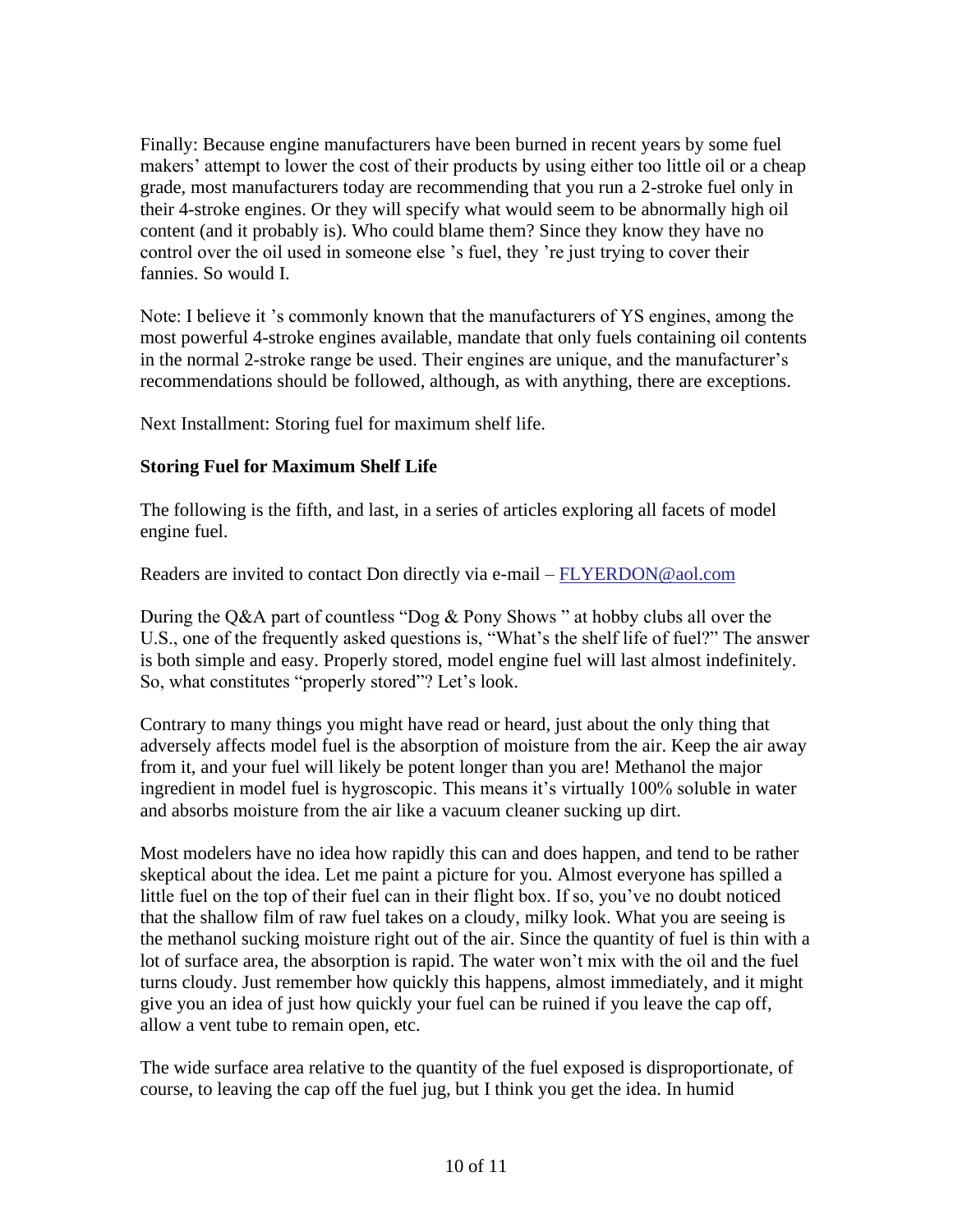Finally: Because engine manufacturers have been burned in recent years by some fuel makers' attempt to lower the cost of their products by using either too little oil or a cheap grade, most manufacturers today are recommending that you run a 2-stroke fuel only in their 4-stroke engines. Or they will specify what would seem to be abnormally high oil content (and it probably is). Who could blame them? Since they know they have no control over the oil used in someone else 's fuel, they 're just trying to cover their fannies. So would I.

Note: I believe it 's commonly known that the manufacturers of YS engines, among the most powerful 4-stroke engines available, mandate that only fuels containing oil contents in the normal 2-stroke range be used. Their engines are unique, and the manufacturer's recommendations should be followed, although, as with anything, there are exceptions.

Next Installment: Storing fuel for maximum shelf life.

**Storing Fuel for Maximum Shelf Life**

The following is the fifth, and last, in a series of articles exploring all facets of model engine fuel.

Readers are invited to contact Don directly via e-mail – FLYERDON@aol.com

During the Q&A part of countless "Dog & Pony Shows " at hobby clubs all over the U.S., one of the frequently asked questions is, "What's the shelf life of fuel?" The answer is both simple and easy. Properly stored, model engine fuel will last almost indefinitely. So, what constitutes "properly stored"? Let's look.

Contrary to many things you might have read or heard, just about the only thing that adversely affects model fuel is the absorption of moisture from the air. Keep the air away from it, and your fuel will likely be potent longer than you are! Methanol the major ingredient in model fuel is hygroscopic. This means it's virtually 100% soluble in water and absorbs moisture from the air like a vacuum cleaner sucking up dirt.

Most modelers have no idea how rapidly this can and does happen, and tend to be rather skeptical about the idea. Let me paint a picture for you. Almost everyone has spilled a little fuel on the top of their fuel can in their flight box. If so, you've no doubt noticed that the shallow film of raw fuel takes on a cloudy, milky look. What you are seeing is the methanol sucking moisture right out of the air. Since the quantity of fuel is thin with a lot of surface area, the absorption is rapid. The water won't mix with the oil and the fuel turns cloudy. Just remember how quickly this happens, almost immediately, and it might give you an idea of just how quickly your fuel can be ruined if you leave the cap off, allow a vent tube to remain open, etc.

The wide surface area relative to the quantity of the fuel exposed is disproportionate, of course, to leaving the cap off the fuel jug, but I think you get the idea. In humid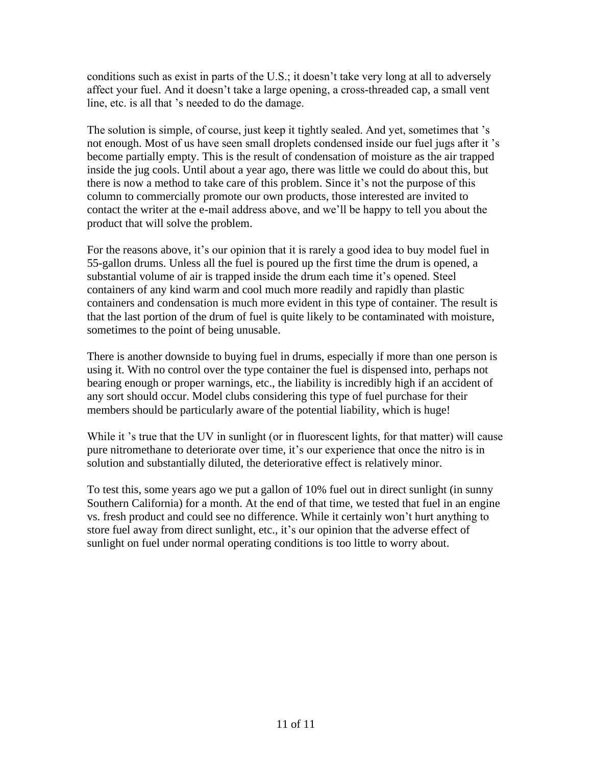conditions such as exist in parts of the U.S.; it doesn't take very long at all to adversely affect your fuel. And it doesn't take a large opening, a cross-threaded cap, a small vent line, etc. is all that 's needed to do the damage.

The solution is simple, of course, just keep it tightly sealed. And yet, sometimes that 's not enough. Most of us have seen small droplets condensed inside our fuel jugs after it 's become partially empty. This is the result of condensation of moisture as the air trapped inside the jug cools. Until about a year ago, there was little we could do about this, but there is now a method to take care of this problem. Since it's not the purpose of this column to commercially promote our own products, those interested are invited to contact the writer at the e-mail address above, and we'll be happy to tell you about the product that will solve the problem.

For the reasons above, it's our opinion that it is rarely a good idea to buy model fuel in 55-gallon drums. Unless all the fuel is poured up the first time the drum is opened, a substantial volume of air is trapped inside the drum each time it's opened. Steel containers of any kind warm and cool much more readily and rapidly than plastic containers and condensation is much more evident in this type of container. The result is that the last portion of the drum of fuel is quite likely to be contaminated with moisture, sometimes to the point of being unusable.

There is another downside to buying fuel in drums, especially if more than one person is using it. With no control over the type container the fuel is dispensed into, perhaps not bearing enough or proper warnings, etc., the liability is incredibly high if an accident of any sort should occur. Model clubs considering this type of fuel purchase for their members should be particularly aware of the potential liability, which is huge!

While it 's true that the UV in sunlight (or in fluorescent lights, for that matter) will cause pure nitromethane to deteriorate over time, it's our experience that once the nitro is in solution and substantially diluted, the deteriorative effect is relatively minor.

To test this, some years ago we put a gallon of 10% fuel out in direct sunlight (in sunny Southern California) for a month. At the end of that time, we tested that fuel in an engine vs. fresh product and could see no difference. While it certainly won't hurt anything to store fuel away from direct sunlight, etc., it's our opinion that the adverse effect of sunlight on fuel under normal operating conditions is too little to worry about.